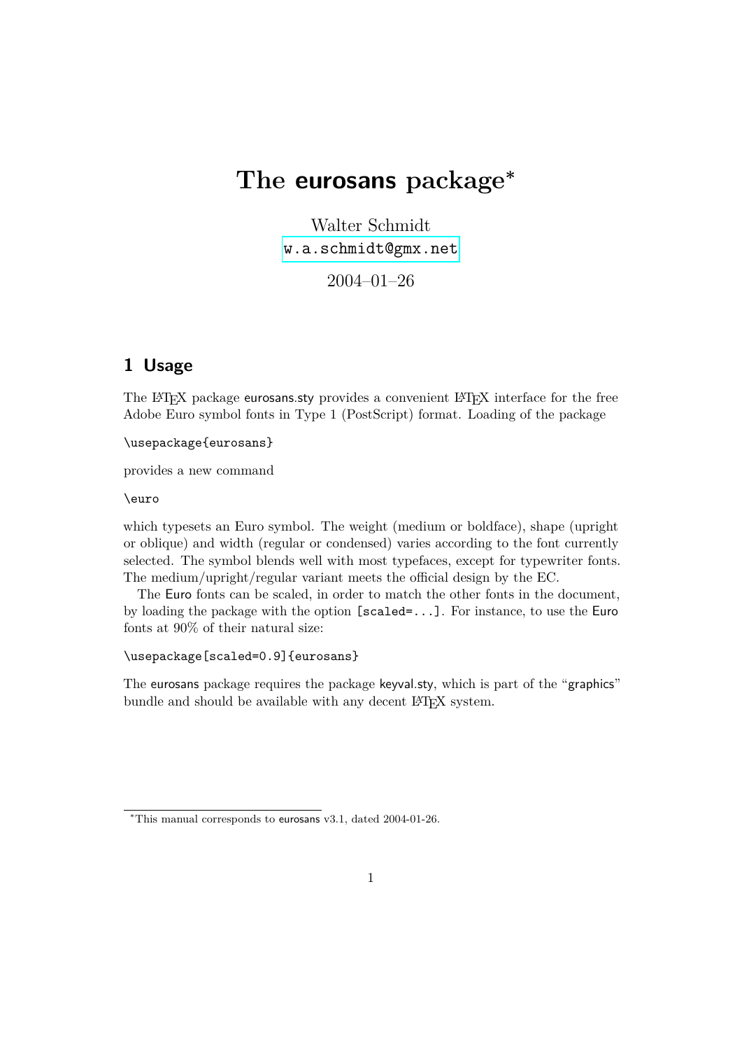# The eurosans package*

Walter Schmidt
w.a.schmidt@gmx.net

2004–01–26

## 1 Usage

The LaTeX package eurosans.sty provides a convenient LaTeX interface for the free Adobe Euro symbol fonts in Type 1 (PostScript) format. Loading of the package

```
\usepackage{eurosans}
```

provides a new command

```
\euro
```

which typesets an Euro symbol. The weight (medium or boldface), shape (upright or oblique) and width (regular or condensed) varies according to the font currently selected. The symbol blends well with most typefaces, except for typewriter fonts. The medium/upright/regular variant meets the official design by the EC.

The Euro fonts can be scaled, in order to match the other fonts in the document, by loading the package with the option `[scaled=...]`. For instance, to use the Euro fonts at 90% of their natural size:

```
\usepackage[scaled=0.9]{eurosans}
```

The eurosans package requires the package keyval.sty, which is part of the "graphics" bundle and should be available with any decent LaTeX system.

---

*This manual corresponds to eurosans v3.1, dated 2004-01-26.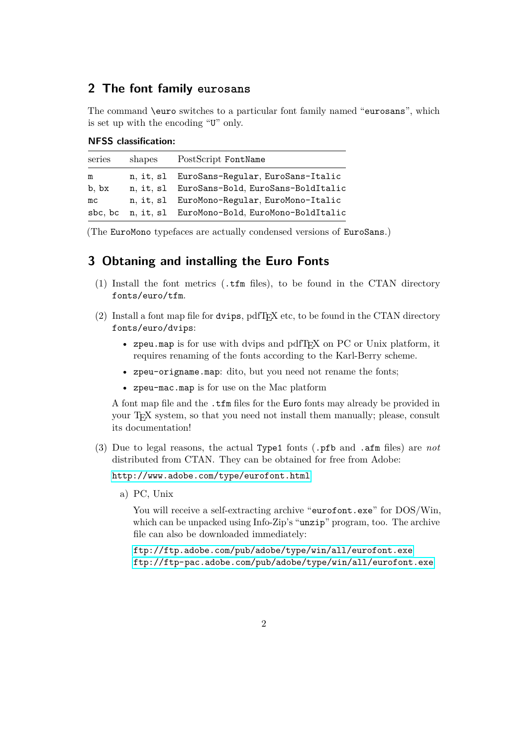## 2 The font family `eurosans`

The command `\euro` switches to a particular font family named "`eurosans`", which is set up with the encoding "`U`" only.

**NFSS classification:**

| series | shapes | PostScript `FontName` |
|---|---|---|
| `m` | `n`, `it`, `sl` | `EuroSans-Regular`, `EuroSans-Italic` |
| `b`, `bx` | `n`, `it`, `sl` | `EuroSans-Bold`, `EuroSans-BoldItalic` |
| `mc` | `n`, `it`, `sl` | `EuroMono-Regular`, `EuroMono-Italic` |
| `sbc`, `bc` | `n`, `it`, `sl` | `EuroMono-Bold`, `EuroMono-BoldItalic` |

(The `EuroMono` typefaces are actually condensed versions of `EuroSans`.)

## 3 Obtaning and installing the Euro Fonts

(1) Install the font metrics (`.tfm` files), to be found in the CTAN directory `fonts/euro/tfm`.

(2) Install a font map file for `dvips`, pdfTEX etc, to be found in the CTAN directory `fonts/euro/dvips`:

- `zpeu.map` is for use with dvips and pdfTEX on PC or Unix platform, it requires renaming of the fonts according to the Karl-Berry scheme.
- `zpeu-origname.map`: dito, but you need not rename the fonts;
- `zpeu-mac.map` is for use on the Mac platform

A font map file and the `.tfm` files for the Euro fonts may already be provided in your TEX system, so that you need not install them manually; please, consult its documentation!

(3) Due to legal reasons, the actual `Type1` fonts (`.pfb` and `.afm` files) are *not* distributed from CTAN. They can be obtained for free from Adobe:

`http://www.adobe.com/type/eurofont.html`

a) PC, Unix

You will receive a self-extracting archive "`eurofont.exe`" for DOS/Win, which can be unpacked using Info-Zip's "`unzip`" program, too. The archive file can also be downloaded immediately:

`ftp://ftp.adobe.com/pub/adobe/type/win/all/eurofont.exe`
`ftp://ftp-pac.adobe.com/pub/adobe/type/win/all/eurofont.exe`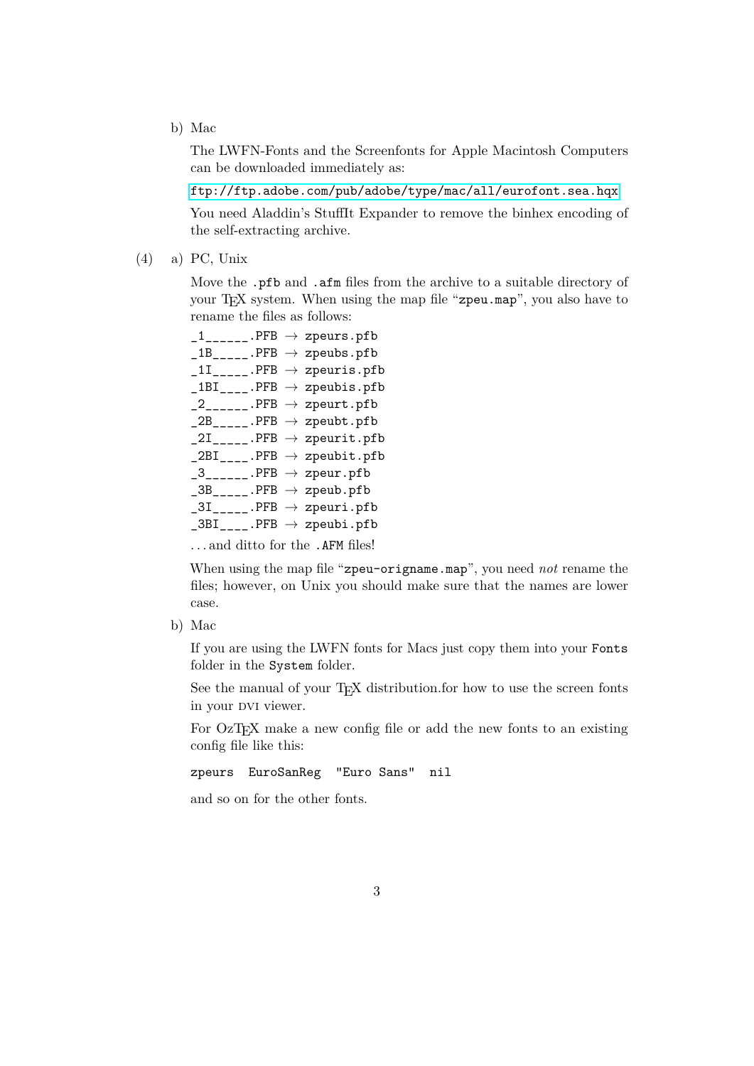b) Mac

   The LWFN-Fonts and the Screenfonts for Apple Macintosh Computers can be downloaded immediately as:

   `ftp://ftp.adobe.com/pub/adobe/type/mac/all/eurofont.sea.hqx`

   You need Aladdin's StuffIt Expander to remove the binhex encoding of the self-extracting archive.

(4) a) PC, Unix

   Move the `.pfb` and `.afm` files from the archive to a suitable directory of your TEX system. When using the map file "`zpeu.map`", you also have to rename the files as follows:

   ```
   _1______.PFB → zpeurs.pfb
   _1B_____.PFB → zpeubs.pfb
   _1I_____.PFB → zpeuris.pfb
   _1BI____.PFB → zpeubis.pfb
   _2______.PFB → zpeurt.pfb
   _2B_____.PFB → zpeubt.pfb
   _2I_____.PFB → zpeurit.pfb
   _2BI____.PFB → zpeubit.pfb
   _3______.PFB → zpeur.pfb
   _3B_____.PFB → zpeub.pfb
   _3I_____.PFB → zpeuri.pfb
   _3BI____.PFB → zpeubi.pfb
   ```

   ...and ditto for the `.AFM` files!

   When using the map file "`zpeu-origname.map`", you need *not* rename the files; however, on Unix you should make sure that the names are lower case.

   b) Mac

   If you are using the LWFN fonts for Macs just copy them into your `Fonts` folder in the `System` folder.

   See the manual of your TEX distribution.for how to use the screen fonts in your DVI viewer.

   For OzTEX make a new config file or add the new fonts to an existing config file like this:

   ```
   zpeurs  EuroSanReg  "Euro Sans"  nil
   ```

   and so on for the other fonts.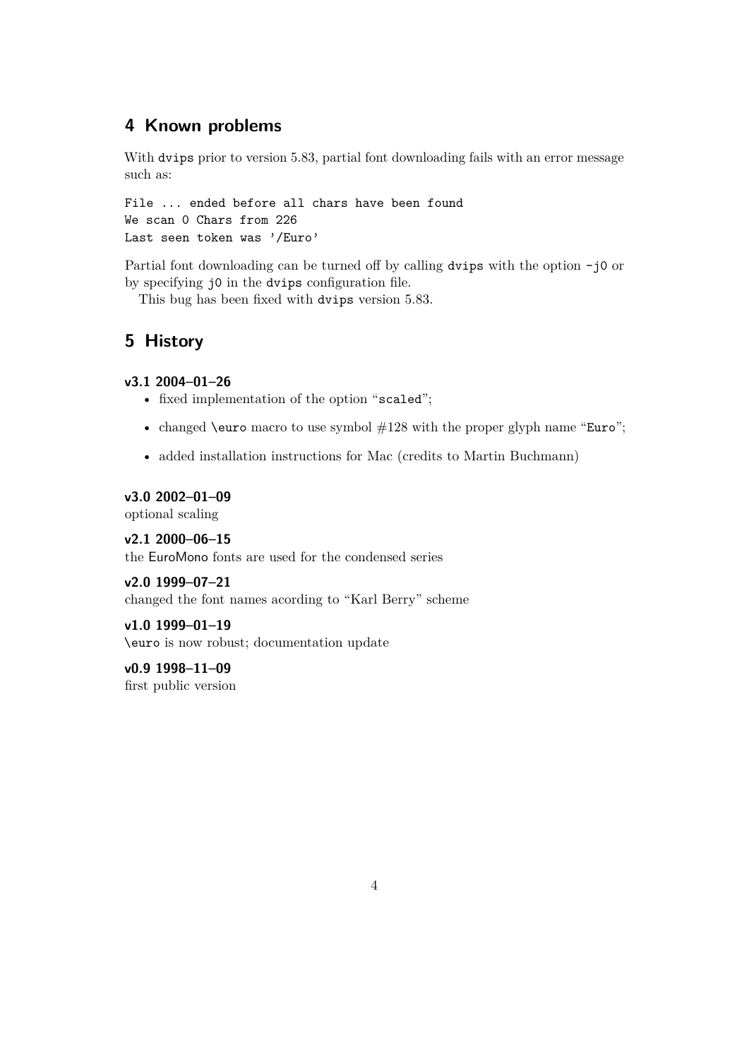## 4 Known problems

With `dvips` prior to version 5.83, partial font downloading fails with an error message such as:

```
File ... ended before all chars have been found
We scan 0 Chars from 226
Last seen token was '/Euro'
```

Partial font downloading can be turned off by calling `dvips` with the option `-j0` or by specifying `j0` in the `dvips` configuration file.

This bug has been fixed with `dvips` version 5.83.

## 5 History

**v3.1 2004–01–26**

- fixed implementation of the option "`scaled`";
- changed `\euro` macro to use symbol #128 with the proper glyph name "`Euro`";
- added installation instructions for Mac (credits to Martin Buchmann)

**v3.0 2002–01–09**
optional scaling

**v2.1 2000–06–15**
the EuroMono fonts are used for the condensed series

**v2.0 1999–07–21**
changed the font names acording to "Karl Berry" scheme

**v1.0 1999–01–19**
`\euro` is now robust; documentation update

**v0.9 1998–11–09**
first public version